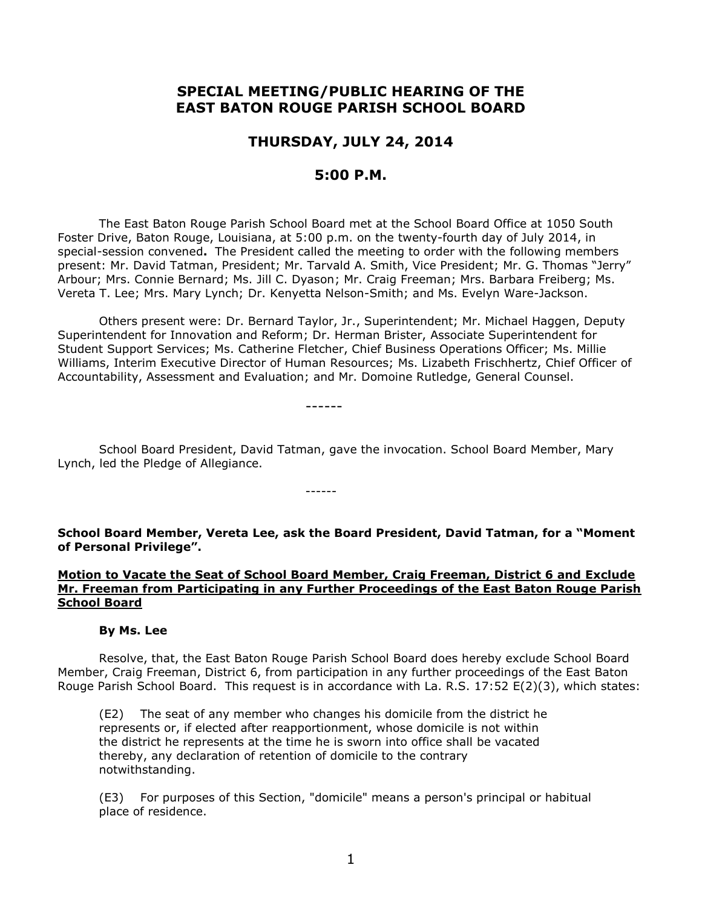# SPECIAL MEETING/PUBLIC HEARING OF THE EAST BATON ROUGE PARISH SCHOOL BOARD

## THURSDAY, JULY 24, 2014

## 5:00 P.M.

The East Baton Rouge Parish School Board met at the School Board Office at 1050 South Foster Drive, Baton Rouge, Louisiana, at 5:00 p.m. on the twenty-fourth day of July 2014, in special-session convened**.** The President called the meeting to order with the following members present: Mr. David Tatman, President; Mr. Tarvald A. Smith, Vice President; Mr. G. Thomas "Jerry" Arbour; Mrs. Connie Bernard; Ms. Jill C. Dyason; Mr. Craig Freeman; Mrs. Barbara Freiberg; Ms. Vereta T. Lee; Mrs. Mary Lynch; Dr. Kenyetta Nelson-Smith; and Ms. Evelyn Ware-Jackson.

Others present were: Dr. Bernard Taylor, Jr., Superintendent; Mr. Michael Haggen, Deputy Superintendent for Innovation and Reform; Dr. Herman Brister, Associate Superintendent for Student Support Services; Ms. Catherine Fletcher, Chief Business Operations Officer; Ms. Millie Williams, Interim Executive Director of Human Resources; Ms. Lizabeth Frischhertz, Chief Officer of Accountability, Assessment and Evaluation; and Mr. Domoine Rutledge, General Counsel.

------

School Board President, David Tatman, gave the invocation. School Board Member, Mary Lynch, led the Pledge of Allegiance.

------

**School Board Member, Vereta Lee, ask the Board President, David Tatman, for a "Moment of Personal Privilege".**

**Motion to Vacate the Seat of School Board Member, Craig Freeman, District 6 and Exclude Mr. Freeman from Participating in any Further Proceedings of the East Baton Rouge Parish School Board**

**By Ms. Lee**

Resolve, that, the East Baton Rouge Parish School Board does hereby exclude School Board Member, Craig Freeman, District 6, from participation in any further proceedings of the East Baton Rouge Parish School Board. This request is in accordance with La. R.S. 17:52 E(2)(3), which states:

> (E2) The seat of any member who changes his domicile from the district he represents or, if elected after reapportionment, whose domicile is not within the district he represents at the time he is sworn into office shall be vacated thereby, any declaration of retention of domicile to the contrary notwithstanding.
>
> (E3) For purposes of this Section, "domicile" means a person's principal or habitual place of residence.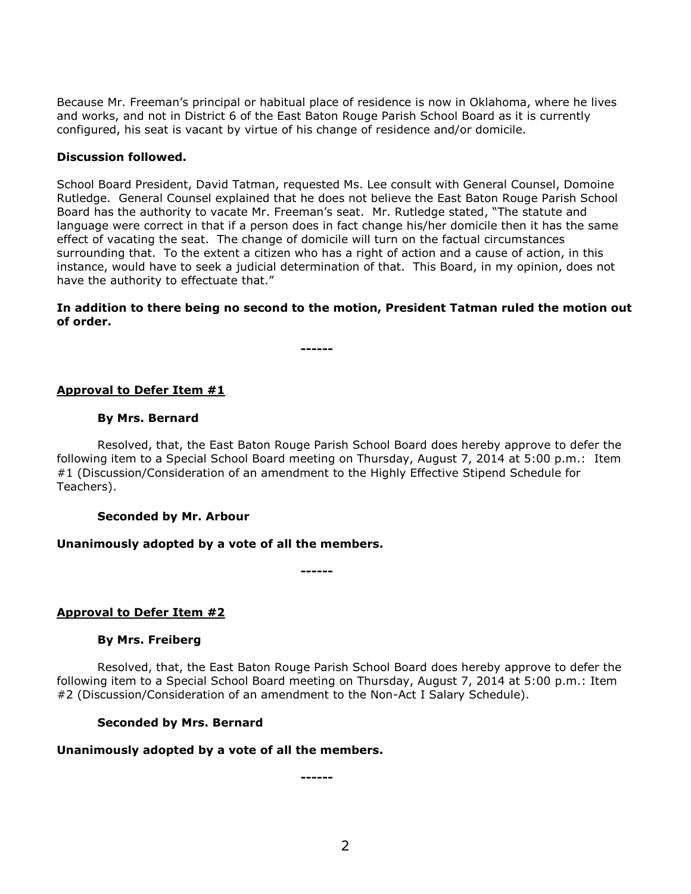Because Mr. Freeman's principal or habitual place of residence is now in Oklahoma, where he lives and works, and not in District 6 of the East Baton Rouge Parish School Board as it is currently configured, his seat is vacant by virtue of his change of residence and/or domicile.

**Discussion followed.**

School Board President, David Tatman, requested Ms. Lee consult with General Counsel, Domoine Rutledge. General Counsel explained that he does not believe the East Baton Rouge Parish School Board has the authority to vacate Mr. Freeman's seat. Mr. Rutledge stated, "The statute and language were correct in that if a person does in fact change his/her domicile then it has the same effect of vacating the seat. The change of domicile will turn on the factual circumstances surrounding that. To the extent a citizen who has a right of action and a cause of action, in this instance, would have to seek a judicial determination of that. This Board, in my opinion, does not have the authority to effectuate that."

**In addition to there being no second to the motion, President Tatman ruled the motion out of order.**

**------**

## Approval to Defer Item #1

**By Mrs. Bernard**

Resolved, that, the East Baton Rouge Parish School Board does hereby approve to defer the following item to a Special School Board meeting on Thursday, August 7, 2014 at 5:00 p.m.: Item #1 (Discussion/Consideration of an amendment to the Highly Effective Stipend Schedule for Teachers).

**Seconded by Mr. Arbour**

**Unanimously adopted by a vote of all the members.**

**------**

## Approval to Defer Item #2

**By Mrs. Freiberg**

Resolved, that, the East Baton Rouge Parish School Board does hereby approve to defer the following item to a Special School Board meeting on Thursday, August 7, 2014 at 5:00 p.m.: Item #2 (Discussion/Consideration of an amendment to the Non-Act I Salary Schedule).

**Seconded by Mrs. Bernard**

**Unanimously adopted by a vote of all the members.**

**------**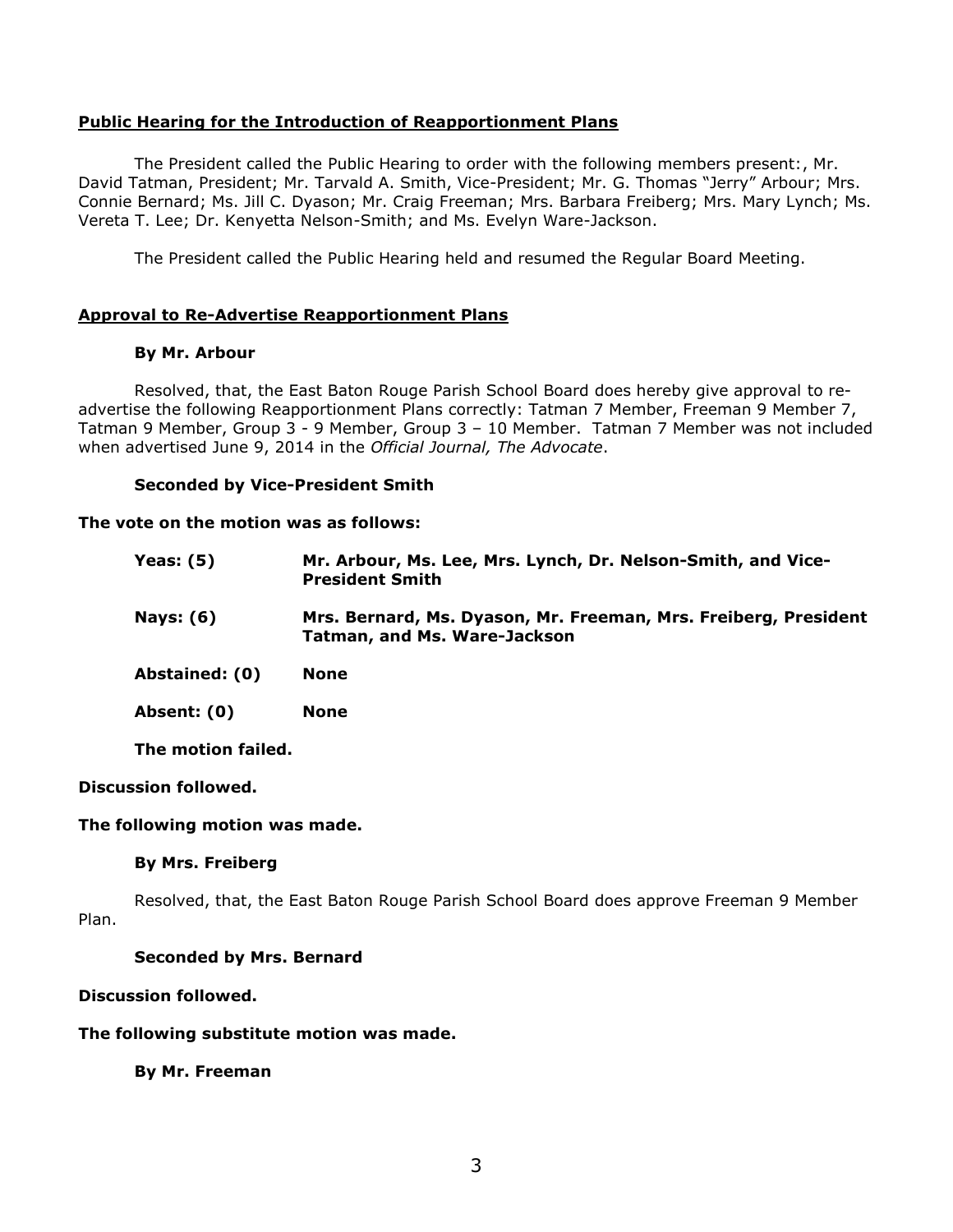**<u>Public Hearing for the Introduction of Reapportionment Plans</u>**

The President called the Public Hearing to order with the following members present:, Mr. David Tatman, President; Mr. Tarvald A. Smith, Vice-President; Mr. G. Thomas "Jerry" Arbour; Mrs. Connie Bernard; Ms. Jill C. Dyason; Mr. Craig Freeman; Mrs. Barbara Freiberg; Mrs. Mary Lynch; Ms. Vereta T. Lee; Dr. Kenyetta Nelson-Smith; and Ms. Evelyn Ware-Jackson.

The President called the Public Hearing held and resumed the Regular Board Meeting.

**<u>Approval to Re-Advertise Reapportionment Plans</u>**

**By Mr. Arbour**

Resolved, that, the East Baton Rouge Parish School Board does hereby give approval to re-advertise the following Reapportionment Plans correctly: Tatman 7 Member, Freeman 9 Member 7, Tatman 9 Member, Group 3 - 9 Member, Group 3 – 10 Member. Tatman 7 Member was not included when advertised June 9, 2014 in the *Official Journal, The Advocate*.

**Seconded by Vice-President Smith**

**The vote on the motion was as follows:**

| | |
|---|---|
| **Yeas: (5)** | **Mr. Arbour, Ms. Lee, Mrs. Lynch, Dr. Nelson-Smith, and Vice-President Smith** |
| **Nays: (6)** | **Mrs. Bernard, Ms. Dyason, Mr. Freeman, Mrs. Freiberg, President Tatman, and Ms. Ware-Jackson** |
| **Abstained: (0)** | **None** |
| **Absent: (0)** | **None** |

**The motion failed.**

**Discussion followed.**

**The following motion was made.**

**By Mrs. Freiberg**

Resolved, that, the East Baton Rouge Parish School Board does approve Freeman 9 Member Plan.

**Seconded by Mrs. Bernard**

**Discussion followed.**

**The following substitute motion was made.**

**By Mr. Freeman**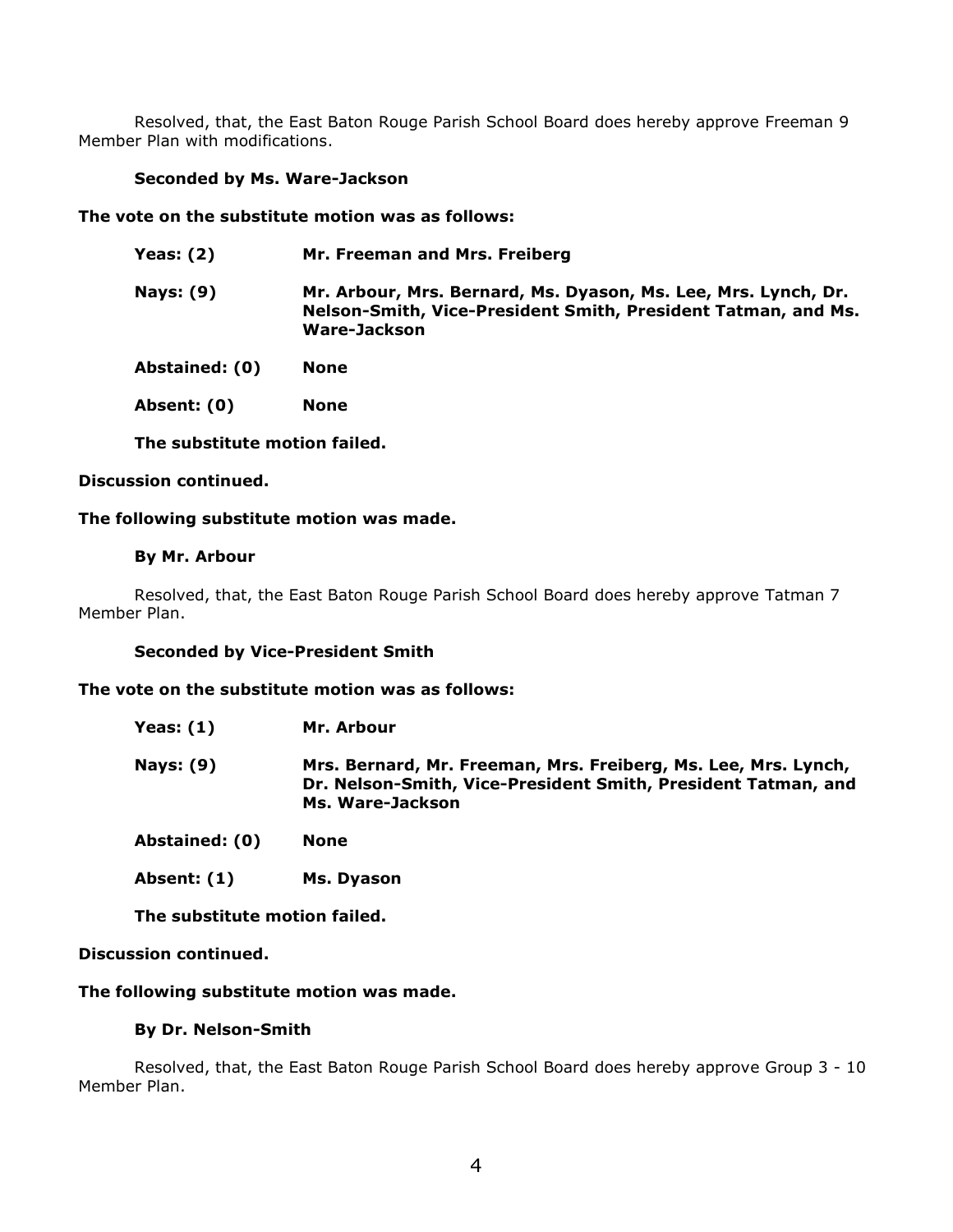Resolved, that, the East Baton Rouge Parish School Board does hereby approve Freeman 9 Member Plan with modifications.

**Seconded by Ms. Ware-Jackson**

**The vote on the substitute motion was as follows:**

**Yeas: (2)** **Mr. Freeman and Mrs. Freiberg**

**Nays: (9)** **Mr. Arbour, Mrs. Bernard, Ms. Dyason, Ms. Lee, Mrs. Lynch, Dr. Nelson-Smith, Vice-President Smith, President Tatman, and Ms. Ware-Jackson**

**Abstained: (0)** **None**

**Absent: (0)** **None**

**The substitute motion failed.**

**Discussion continued.**

**The following substitute motion was made.**

**By Mr. Arbour**

Resolved, that, the East Baton Rouge Parish School Board does hereby approve Tatman 7 Member Plan.

**Seconded by Vice-President Smith**

**The vote on the substitute motion was as follows:**

**Yeas: (1)** **Mr. Arbour**

**Nays: (9)** **Mrs. Bernard, Mr. Freeman, Mrs. Freiberg, Ms. Lee, Mrs. Lynch, Dr. Nelson-Smith, Vice-President Smith, President Tatman, and Ms. Ware-Jackson**

**Abstained: (0)** **None**

**Absent: (1)** **Ms. Dyason**

**The substitute motion failed.**

**Discussion continued.**

**The following substitute motion was made.**

**By Dr. Nelson-Smith**

Resolved, that, the East Baton Rouge Parish School Board does hereby approve Group 3 - 10 Member Plan.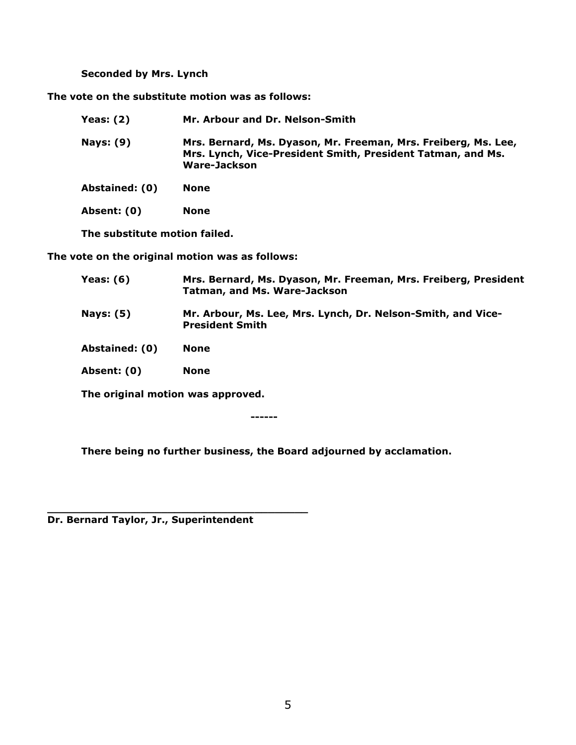**Seconded by Mrs. Lynch**

**The vote on the substitute motion was as follows:**

**Yeas: (2)** **Mr. Arbour and Dr. Nelson-Smith**

**Nays: (9)** **Mrs. Bernard, Ms. Dyason, Mr. Freeman, Mrs. Freiberg, Ms. Lee, Mrs. Lynch, Vice-President Smith, President Tatman, and Ms. Ware-Jackson**

**Abstained: (0)** **None**

**Absent: (0)** **None**

**The substitute motion failed.**

**The vote on the original motion was as follows:**

**Yeas: (6)** **Mrs. Bernard, Ms. Dyason, Mr. Freeman, Mrs. Freiberg, President Tatman, and Ms. Ware-Jackson**

**Nays: (5)** **Mr. Arbour, Ms. Lee, Mrs. Lynch, Dr. Nelson-Smith, and Vice-President Smith**

**Abstained: (0)** **None**

**Absent: (0)** **None**

**The original motion was approved.**

------

**There being no further business, the Board adjourned by acclamation.**

\_\_\_\_\_\_\_\_\_\_\_\_\_\_\_\_\_\_\_\_\_\_\_\_\_\_\_\_\_\_\_\_\_\_\_\_\_\_\_\_

**Dr. Bernard Taylor, Jr., Superintendent**